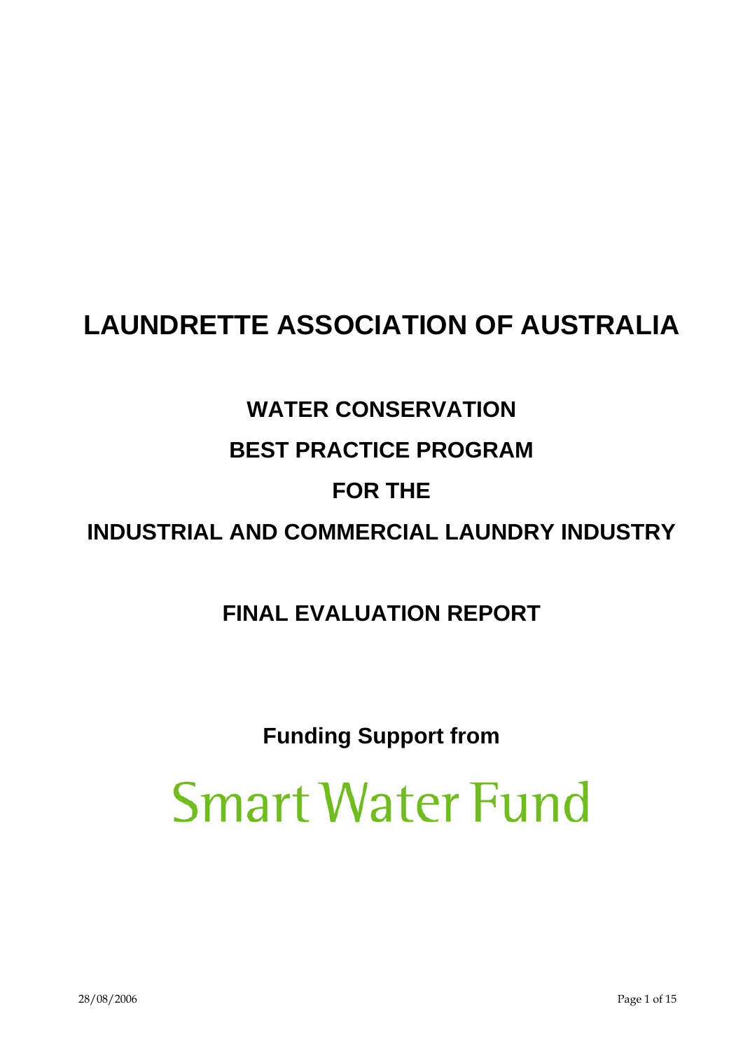# LAUNDRETTE ASSOCIATION OF AUSTRALIA

## WATER CONSERVATION

## BEST PRACTICE PROGRAM

## FOR THE

## INDUSTRIAL AND COMMERCIAL LAUNDRY INDUSTRY

## FINAL EVALUATION REPORT

**Funding Support from**

Smart Water Fund

28/08/2006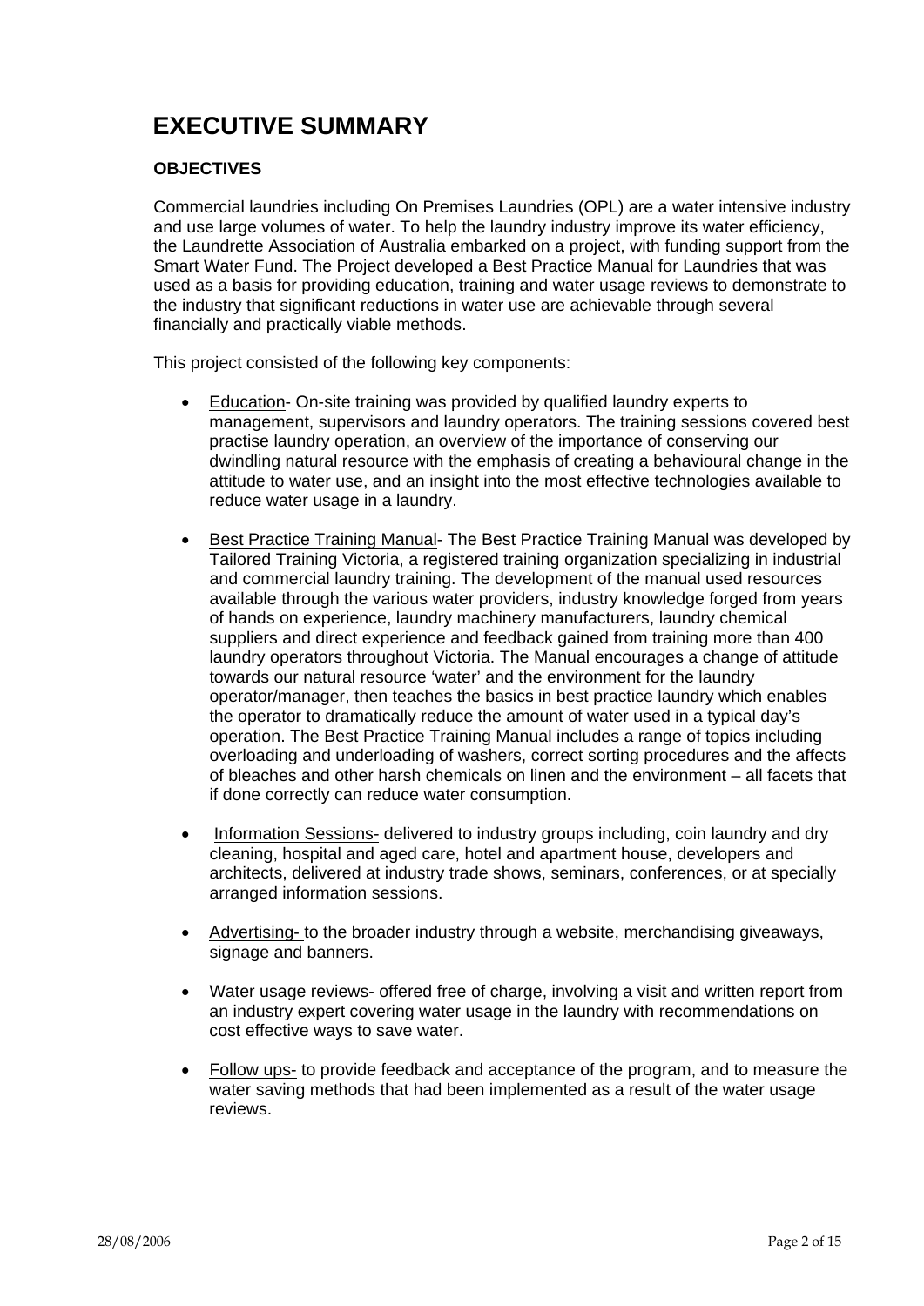# EXECUTIVE SUMMARY

### OBJECTIVES

Commercial laundries including On Premises Laundries (OPL) are a water intensive industry and use large volumes of water. To help the laundry industry improve its water efficiency, the Laundrette Association of Australia embarked on a project, with funding support from the Smart Water Fund. The Project developed a Best Practice Manual for Laundries that was used as a basis for providing education, training and water usage reviews to demonstrate to the industry that significant reductions in water use are achievable through several financially and practically viable methods.

This project consisted of the following key components:

- Education- On-site training was provided by qualified laundry experts to management, supervisors and laundry operators. The training sessions covered best practise laundry operation, an overview of the importance of conserving our dwindling natural resource with the emphasis of creating a behavioural change in the attitude to water use, and an insight into the most effective technologies available to reduce water usage in a laundry.

- Best Practice Training Manual- The Best Practice Training Manual was developed by Tailored Training Victoria, a registered training organization specializing in industrial and commercial laundry training. The development of the manual used resources available through the various water providers, industry knowledge forged from years of hands on experience, laundry machinery manufacturers, laundry chemical suppliers and direct experience and feedback gained from training more than 400 laundry operators throughout Victoria. The Manual encourages a change of attitude towards our natural resource 'water' and the environment for the laundry operator/manager, then teaches the basics in best practice laundry which enables the operator to dramatically reduce the amount of water used in a typical day's operation. The Best Practice Training Manual includes a range of topics including overloading and underloading of washers, correct sorting procedures and the affects of bleaches and other harsh chemicals on linen and the environment – all facets that if done correctly can reduce water consumption.

- Information Sessions- delivered to industry groups including, coin laundry and dry cleaning, hospital and aged care, hotel and apartment house, developers and architects, delivered at industry trade shows, seminars, conferences, or at specially arranged information sessions.

- Advertising- to the broader industry through a website, merchandising giveaways, signage and banners.

- Water usage reviews- offered free of charge, involving a visit and written report from an industry expert covering water usage in the laundry with recommendations on cost effective ways to save water.

- Follow ups- to provide feedback and acceptance of the program, and to measure the water saving methods that had been implemented as a result of the water usage reviews.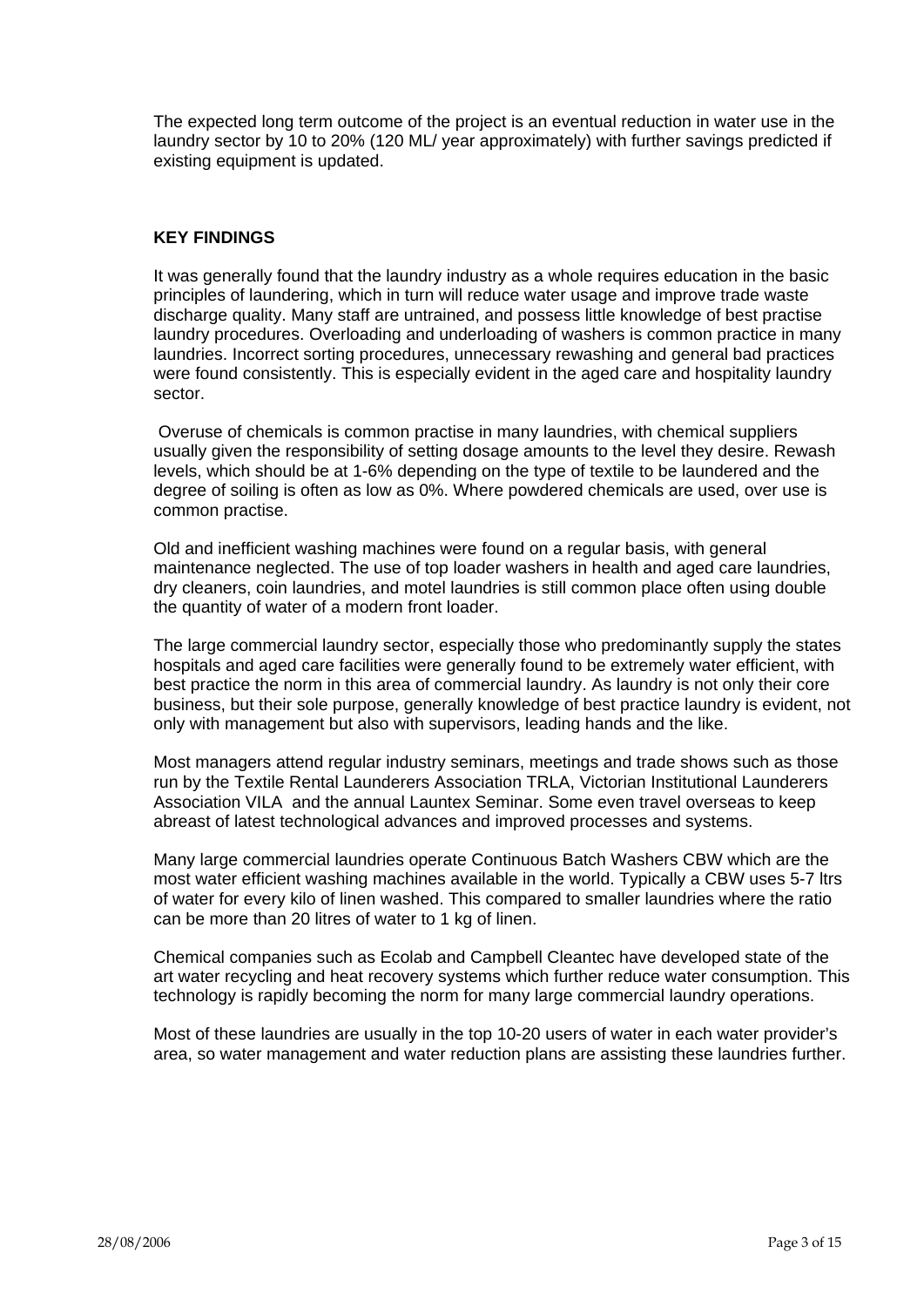The expected long term outcome of the project is an eventual reduction in water use in the laundry sector by 10 to 20% (120 ML/ year approximately) with further savings predicted if existing equipment is updated.

## KEY FINDINGS

It was generally found that the laundry industry as a whole requires education in the basic principles of laundering, which in turn will reduce water usage and improve trade waste discharge quality. Many staff are untrained, and possess little knowledge of best practise laundry procedures. Overloading and underloading of washers is common practice in many laundries. Incorrect sorting procedures, unnecessary rewashing and general bad practices were found consistently. This is especially evident in the aged care and hospitality laundry sector.

Overuse of chemicals is common practise in many laundries, with chemical suppliers usually given the responsibility of setting dosage amounts to the level they desire. Rewash levels, which should be at 1-6% depending on the type of textile to be laundered and the degree of soiling is often as low as 0%. Where powdered chemicals are used, over use is common practise.

Old and inefficient washing machines were found on a regular basis, with general maintenance neglected. The use of top loader washers in health and aged care laundries, dry cleaners, coin laundries, and motel laundries is still common place often using double the quantity of water of a modern front loader.

The large commercial laundry sector, especially those who predominantly supply the states hospitals and aged care facilities were generally found to be extremely water efficient, with best practice the norm in this area of commercial laundry. As laundry is not only their core business, but their sole purpose, generally knowledge of best practice laundry is evident, not only with management but also with supervisors, leading hands and the like.

Most managers attend regular industry seminars, meetings and trade shows such as those run by the Textile Rental Launderers Association TRLA, Victorian Institutional Launderers Association VILA and the annual Launtex Seminar. Some even travel overseas to keep abreast of latest technological advances and improved processes and systems.

Many large commercial laundries operate Continuous Batch Washers CBW which are the most water efficient washing machines available in the world. Typically a CBW uses 5-7 ltrs of water for every kilo of linen washed. This compared to smaller laundries where the ratio can be more than 20 litres of water to 1 kg of linen.

Chemical companies such as Ecolab and Campbell Cleantec have developed state of the art water recycling and heat recovery systems which further reduce water consumption. This technology is rapidly becoming the norm for many large commercial laundry operations.

Most of these laundries are usually in the top 10-20 users of water in each water provider's area, so water management and water reduction plans are assisting these laundries further.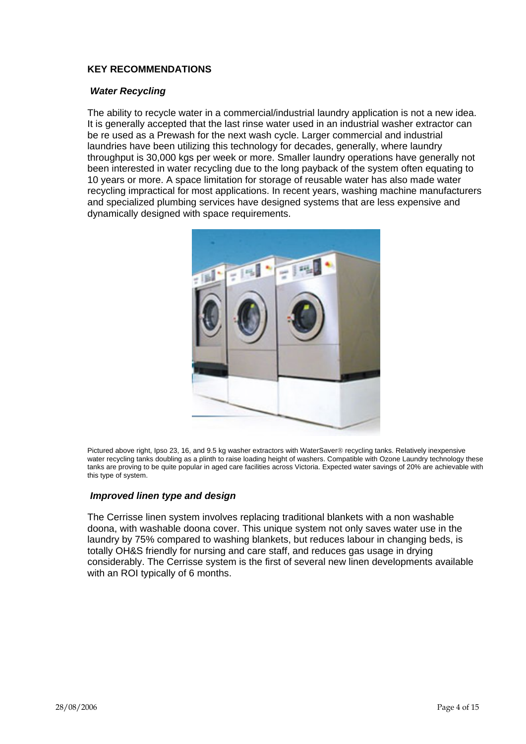## KEY RECOMMENDATIONS

### *Water Recycling*

The ability to recycle water in a commercial/industrial laundry application is not a new idea. It is generally accepted that the last rinse water used in an industrial washer extractor can be re used as a Prewash for the next wash cycle. Larger commercial and industrial laundries have been utilizing this technology for decades, generally, where laundry throughput is 30,000 kgs per week or more. Smaller laundry operations have generally not been interested in water recycling due to the long payback of the system often equating to 10 years or more. A space limitation for storage of reusable water has also made water recycling impractical for most applications. In recent years, washing machine manufacturers and specialized plumbing services have designed systems that are less expensive and dynamically designed with space requirements.

Pictured above right, Ipso 23, 16, and 9.5 kg washer extractors with WaterSaver® recycling tanks. Relatively inexpensive water recycling tanks doubling as a plinth to raise loading height of washers. Compatible with Ozone Laundry technology these tanks are proving to be quite popular in aged care facilities across Victoria. Expected water savings of 20% are achievable with this type of system.

### *Improved linen type and design*

The Cerrisse linen system involves replacing traditional blankets with a non washable doona, with washable doona cover. This unique system not only saves water use in the laundry by 75% compared to washing blankets, but reduces labour in changing beds, is totally OH&S friendly for nursing and care staff, and reduces gas usage in drying considerably. The Cerrisse system is the first of several new linen developments available with an ROI typically of 6 months.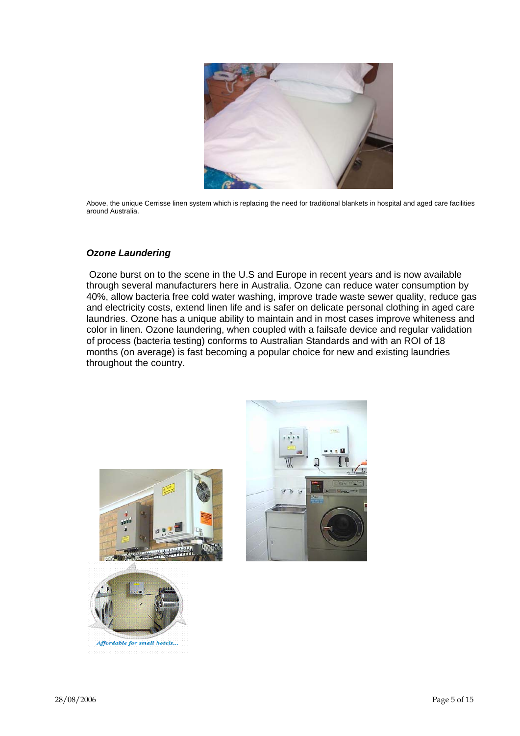Above, the unique Cerrisse linen system which is replacing the need for traditional blankets in hospital and aged care facilities around Australia.

### *Ozone Laundering*

Ozone burst on to the scene in the U.S and Europe in recent years and is now available through several manufacturers here in Australia. Ozone can reduce water consumption by 40%, allow bacteria free cold water washing, improve trade waste sewer quality, reduce gas and electricity costs, extend linen life and is safer on delicate personal clothing in aged care laundries. Ozone has a unique ability to maintain and in most cases improve whiteness and color in linen. Ozone laundering, when coupled with a failsafe device and regular validation of process (bacteria testing) conforms to Australian Standards and with an ROI of 18 months (on average) is fast becoming a popular choice for new and existing laundries throughout the country.

*Affordable for small hotels...*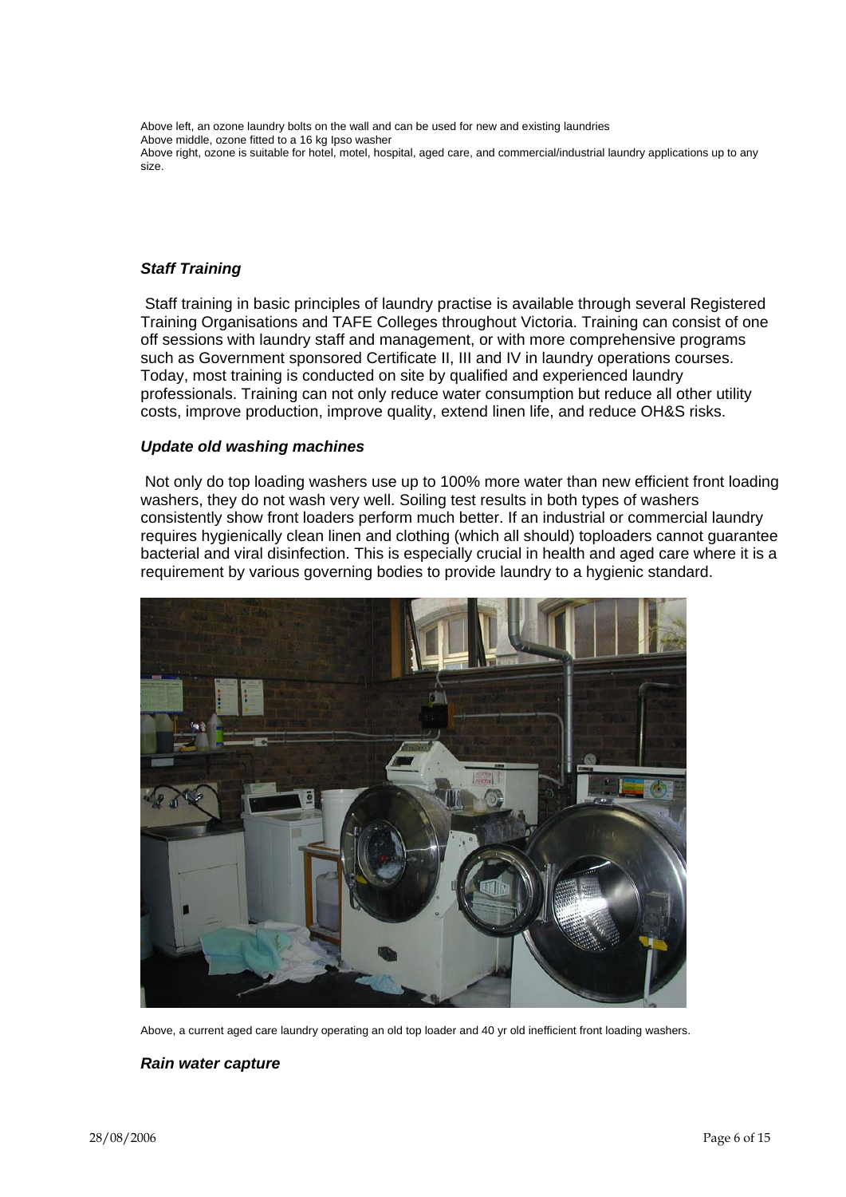Above left, an ozone laundry bolts on the wall and can be used for new and existing laundries
Above middle, ozone fitted to a 16 kg Ipso washer
Above right, ozone is suitable for hotel, motel, hospital, aged care, and commercial/industrial laundry applications up to any size.

### ***Staff Training***

Staff training in basic principles of laundry practise is available through several Registered Training Organisations and TAFE Colleges throughout Victoria. Training can consist of one off sessions with laundry staff and management, or with more comprehensive programs such as Government sponsored Certificate II, III and IV in laundry operations courses. Today, most training is conducted on site by qualified and experienced laundry professionals. Training can not only reduce water consumption but reduce all other utility costs, improve production, improve quality, extend linen life, and reduce OH&S risks.

### ***Update old washing machines***

Not only do top loading washers use up to 100% more water than new efficient front loading washers, they do not wash very well. Soiling test results in both types of washers consistently show front loaders perform much better. If an industrial or commercial laundry requires hygienically clean linen and clothing (which all should) toploaders cannot guarantee bacterial and viral disinfection. This is especially crucial in health and aged care where it is a requirement by various governing bodies to provide laundry to a hygienic standard.

Above, a current aged care laundry operating an old top loader and 40 yr old inefficient front loading washers.

### ***Rain water capture***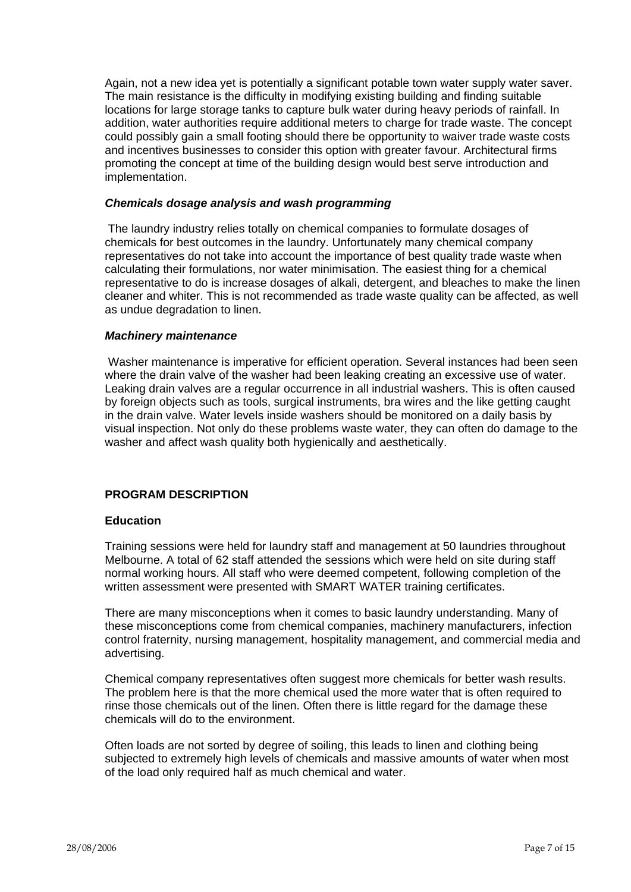Again, not a new idea yet is potentially a significant potable town water supply water saver. The main resistance is the difficulty in modifying existing building and finding suitable locations for large storage tanks to capture bulk water during heavy periods of rainfall. In addition, water authorities require additional meters to charge for trade waste. The concept could possibly gain a small footing should there be opportunity to waiver trade waste costs and incentives businesses to consider this option with greater favour. Architectural firms promoting the concept at time of the building design would best serve introduction and implementation.

***Chemicals dosage analysis and wash programming***

The laundry industry relies totally on chemical companies to formulate dosages of chemicals for best outcomes in the laundry. Unfortunately many chemical company representatives do not take into account the importance of best quality trade waste when calculating their formulations, nor water minimisation. The easiest thing for a chemical representative to do is increase dosages of alkali, detergent, and bleaches to make the linen cleaner and whiter. This is not recommended as trade waste quality can be affected, as well as undue degradation to linen.

***Machinery maintenance***

Washer maintenance is imperative for efficient operation. Several instances had been seen where the drain valve of the washer had been leaking creating an excessive use of water. Leaking drain valves are a regular occurrence in all industrial washers. This is often caused by foreign objects such as tools, surgical instruments, bra wires and the like getting caught in the drain valve. Water levels inside washers should be monitored on a daily basis by visual inspection. Not only do these problems waste water, they can often do damage to the washer and affect wash quality both hygienically and aesthetically.

## PROGRAM DESCRIPTION

### Education

Training sessions were held for laundry staff and management at 50 laundries throughout Melbourne. A total of 62 staff attended the sessions which were held on site during staff normal working hours. All staff who were deemed competent, following completion of the written assessment were presented with SMART WATER training certificates.

There are many misconceptions when it comes to basic laundry understanding. Many of these misconceptions come from chemical companies, machinery manufacturers, infection control fraternity, nursing management, hospitality management, and commercial media and advertising.

Chemical company representatives often suggest more chemicals for better wash results. The problem here is that the more chemical used the more water that is often required to rinse those chemicals out of the linen. Often there is little regard for the damage these chemicals will do to the environment.

Often loads are not sorted by degree of soiling, this leads to linen and clothing being subjected to extremely high levels of chemicals and massive amounts of water when most of the load only required half as much chemical and water.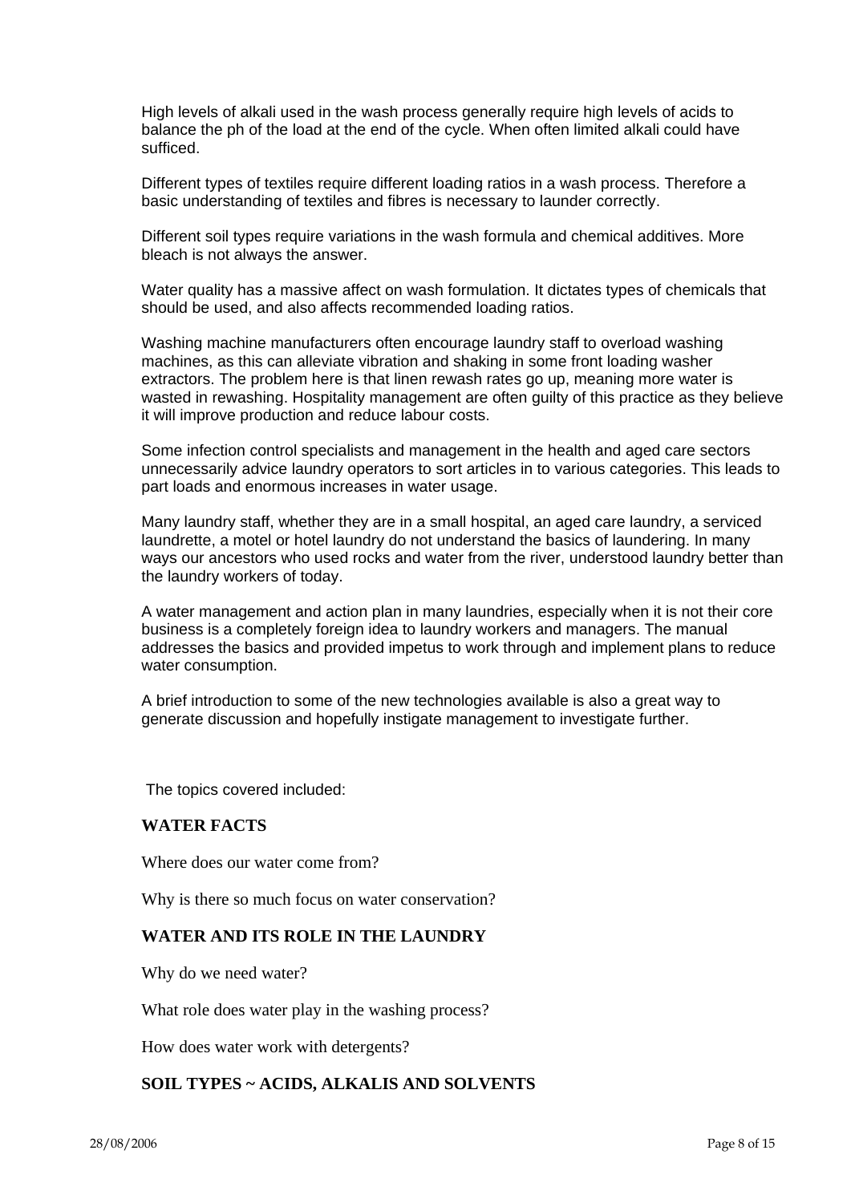High levels of alkali used in the wash process generally require high levels of acids to balance the ph of the load at the end of the cycle. When often limited alkali could have sufficed.

Different types of textiles require different loading ratios in a wash process. Therefore a basic understanding of textiles and fibres is necessary to launder correctly.

Different soil types require variations in the wash formula and chemical additives. More bleach is not always the answer.

Water quality has a massive affect on wash formulation. It dictates types of chemicals that should be used, and also affects recommended loading ratios.

Washing machine manufacturers often encourage laundry staff to overload washing machines, as this can alleviate vibration and shaking in some front loading washer extractors. The problem here is that linen rewash rates go up, meaning more water is wasted in rewashing. Hospitality management are often guilty of this practice as they believe it will improve production and reduce labour costs.

Some infection control specialists and management in the health and aged care sectors unnecessarily advice laundry operators to sort articles in to various categories. This leads to part loads and enormous increases in water usage.

Many laundry staff, whether they are in a small hospital, an aged care laundry, a serviced laundrette, a motel or hotel laundry do not understand the basics of laundering. In many ways our ancestors who used rocks and water from the river, understood laundry better than the laundry workers of today.

A water management and action plan in many laundries, especially when it is not their core business is a completely foreign idea to laundry workers and managers. The manual addresses the basics and provided impetus to work through and implement plans to reduce water consumption.

A brief introduction to some of the new technologies available is also a great way to generate discussion and hopefully instigate management to investigate further.

The topics covered included:

**WATER FACTS**

Where does our water come from?

Why is there so much focus on water conservation?

**WATER AND ITS ROLE IN THE LAUNDRY**

Why do we need water?

What role does water play in the washing process?

How does water work with detergents?

**SOIL TYPES ~ ACIDS, ALKALIS AND SOLVENTS**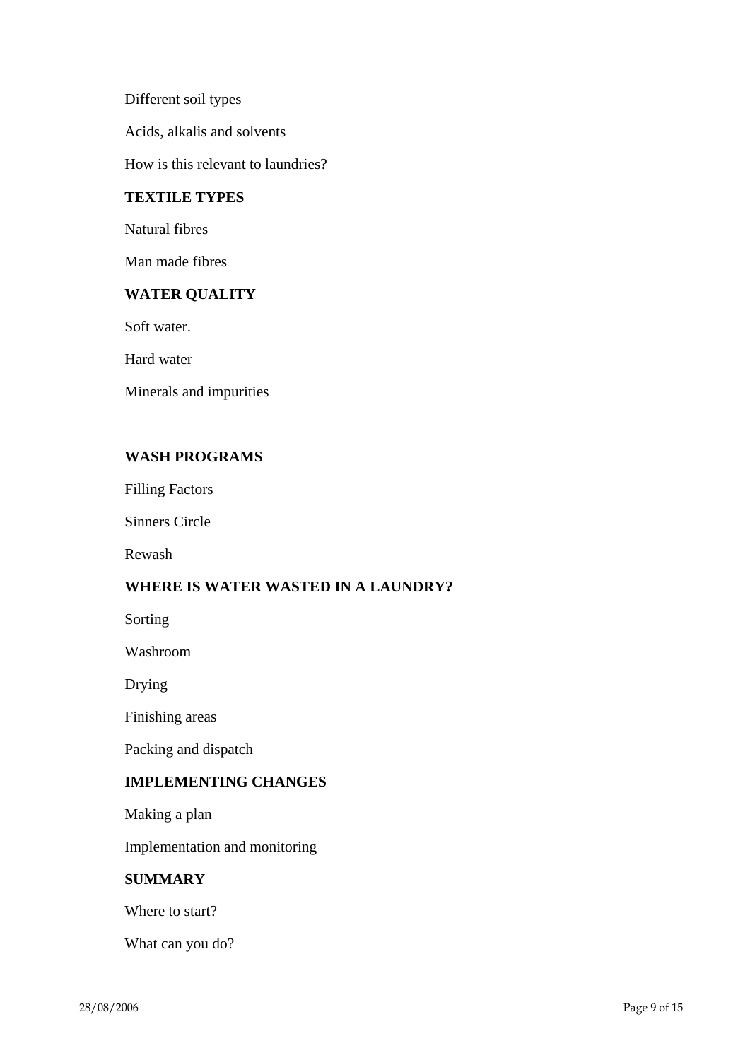Different soil types

Acids, alkalis and solvents

How is this relevant to laundries?

**TEXTILE TYPES**

Natural fibres

Man made fibres

**WATER QUALITY**

Soft water.

Hard water

Minerals and impurities

**WASH PROGRAMS**

Filling Factors

Sinners Circle

Rewash

**WHERE IS WATER WASTED IN A LAUNDRY?**

Sorting

Washroom

Drying

Finishing areas

Packing and dispatch

**IMPLEMENTING CHANGES**

Making a plan

Implementation and monitoring

**SUMMARY**

Where to start?

What can you do?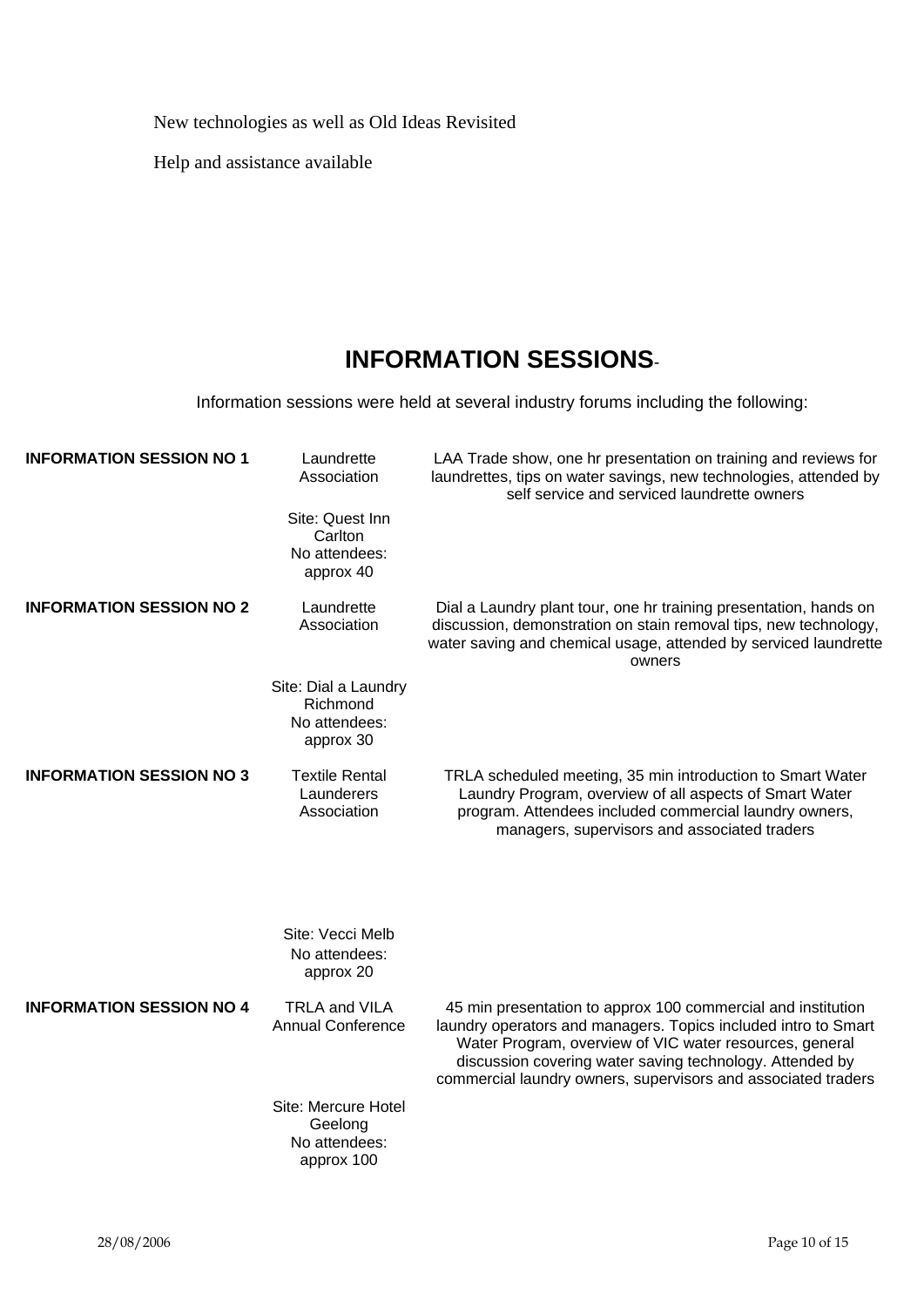New technologies as well as Old Ideas Revisited

Help and assistance available

## INFORMATION SESSIONS

Information sessions were held at several industry forums including the following:

| | | |
|---|---|---|
| **INFORMATION SESSION NO 1** | Laundrette Association<br>Site: Quest Inn Carlton<br>No attendees: approx 40 | LAA Trade show, one hr presentation on training and reviews for laundrettes, tips on water savings, new technologies, attended by self service and serviced laundrette owners |
| **INFORMATION SESSION NO 2** | Laundrette Association<br>Site: Dial a Laundry Richmond<br>No attendees: approx 30 | Dial a Laundry plant tour, one hr training presentation, hands on discussion, demonstration on stain removal tips, new technology, water saving and chemical usage, attended by serviced laundrette owners |
| **INFORMATION SESSION NO 3** | Textile Rental Launderers Association<br>Site: Vecci Melb<br>No attendees: approx 20 | TRLA scheduled meeting, 35 min introduction to Smart Water Laundry Program, overview of all aspects of Smart Water program. Attendees included commercial laundry owners, managers, supervisors and associated traders |
| **INFORMATION SESSION NO 4** | TRLA and VILA Annual Conference<br>Site: Mercure Hotel Geelong<br>No attendees: approx 100 | 45 min presentation to approx 100 commercial and institution laundry operators and managers. Topics included intro to Smart Water Program, overview of VIC water resources, general discussion covering water saving technology. Attended by commercial laundry owners, supervisors and associated traders |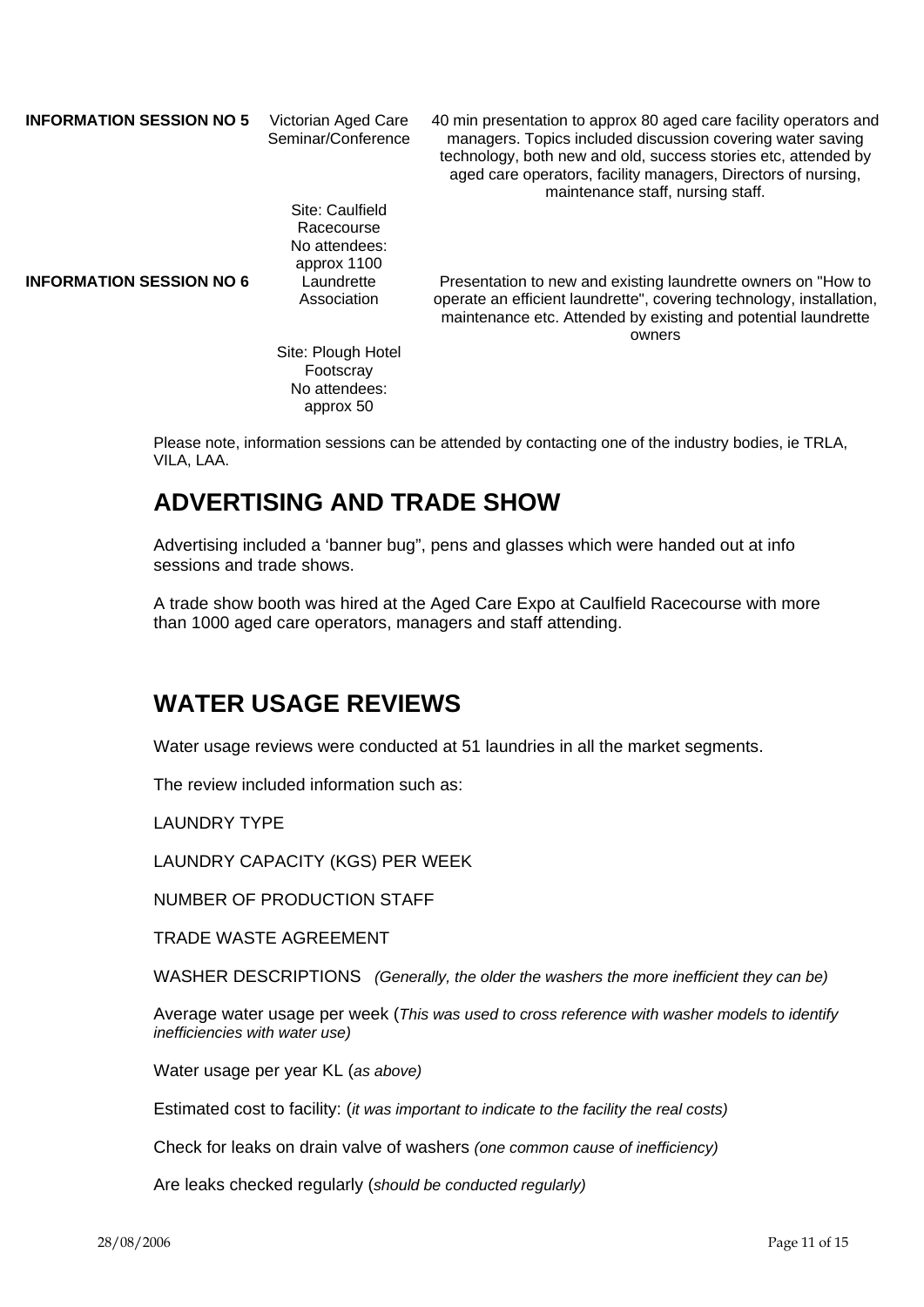| | | |
|---|---|---|
| **INFORMATION SESSION NO 5** | Victorian Aged Care Seminar/Conference<br><br>Site: Caulfield Racecourse<br>No attendees: approx 1100 | 40 min presentation to approx 80 aged care facility operators and managers. Topics included discussion covering water saving technology, both new and old, success stories etc, attended by aged care operators, facility managers, Directors of nursing, maintenance staff, nursing staff. |
| **INFORMATION SESSION NO 6** | Laundrette Association<br><br>Site: Plough Hotel Footscray<br>No attendees: approx 50 | Presentation to new and existing laundrette owners on "How to operate an efficient laundrette", covering technology, installation, maintenance etc. Attended by existing and potential laundrette owners |

Please note, information sessions can be attended by contacting one of the industry bodies, ie TRLA, VILA, LAA.

# ADVERTISING AND TRADE SHOW

Advertising included a 'banner bug", pens and glasses which were handed out at info sessions and trade shows.

A trade show booth was hired at the Aged Care Expo at Caulfield Racecourse with more than 1000 aged care operators, managers and staff attending.

# WATER USAGE REVIEWS

Water usage reviews were conducted at 51 laundries in all the market segments.

The review included information such as:

LAUNDRY TYPE

LAUNDRY CAPACITY (KGS) PER WEEK

NUMBER OF PRODUCTION STAFF

TRADE WASTE AGREEMENT

WASHER DESCRIPTIONS *(Generally, the older the washers the more inefficient they can be)*

Average water usage per week (*This was used to cross reference with washer models to identify inefficiencies with water use)*

Water usage per year KL (*as above)*

Estimated cost to facility: (*it was important to indicate to the facility the real costs)*

Check for leaks on drain valve of washers *(one common cause of inefficiency)*

Are leaks checked regularly (*should be conducted regularly)*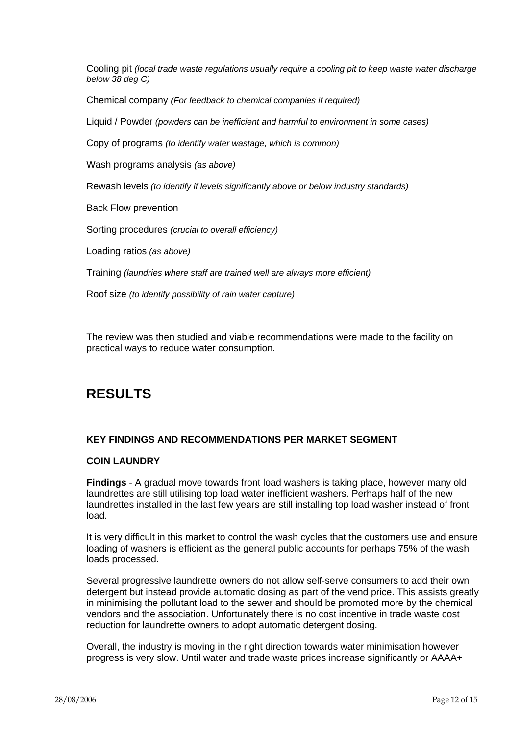Cooling pit *(local trade waste regulations usually require a cooling pit to keep waste water discharge below 38 deg C)*

Chemical company *(For feedback to chemical companies if required)*

Liquid / Powder *(powders can be inefficient and harmful to environment in some cases)*

Copy of programs *(to identify water wastage, which is common)*

Wash programs analysis *(as above)*

Rewash levels *(to identify if levels significantly above or below industry standards)*

Back Flow prevention

Sorting procedures *(crucial to overall efficiency)*

Loading ratios *(as above)*

Training *(laundries where staff are trained well are always more efficient)*

Roof size *(to identify possibility of rain water capture)*

The review was then studied and viable recommendations were made to the facility on practical ways to reduce water consumption.

# RESULTS

### KEY FINDINGS AND RECOMMENDATIONS PER MARKET SEGMENT

### COIN LAUNDRY

**Findings** - A gradual move towards front load washers is taking place, however many old laundrettes are still utilising top load water inefficient washers. Perhaps half of the new laundrettes installed in the last few years are still installing top load washer instead of front load.

It is very difficult in this market to control the wash cycles that the customers use and ensure loading of washers is efficient as the general public accounts for perhaps 75% of the wash loads processed.

Several progressive laundrette owners do not allow self-serve consumers to add their own detergent but instead provide automatic dosing as part of the vend price. This assists greatly in minimising the pollutant load to the sewer and should be promoted more by the chemical vendors and the association. Unfortunately there is no cost incentive in trade waste cost reduction for laundrette owners to adopt automatic detergent dosing.

Overall, the industry is moving in the right direction towards water minimisation however progress is very slow. Until water and trade waste prices increase significantly or AAAA+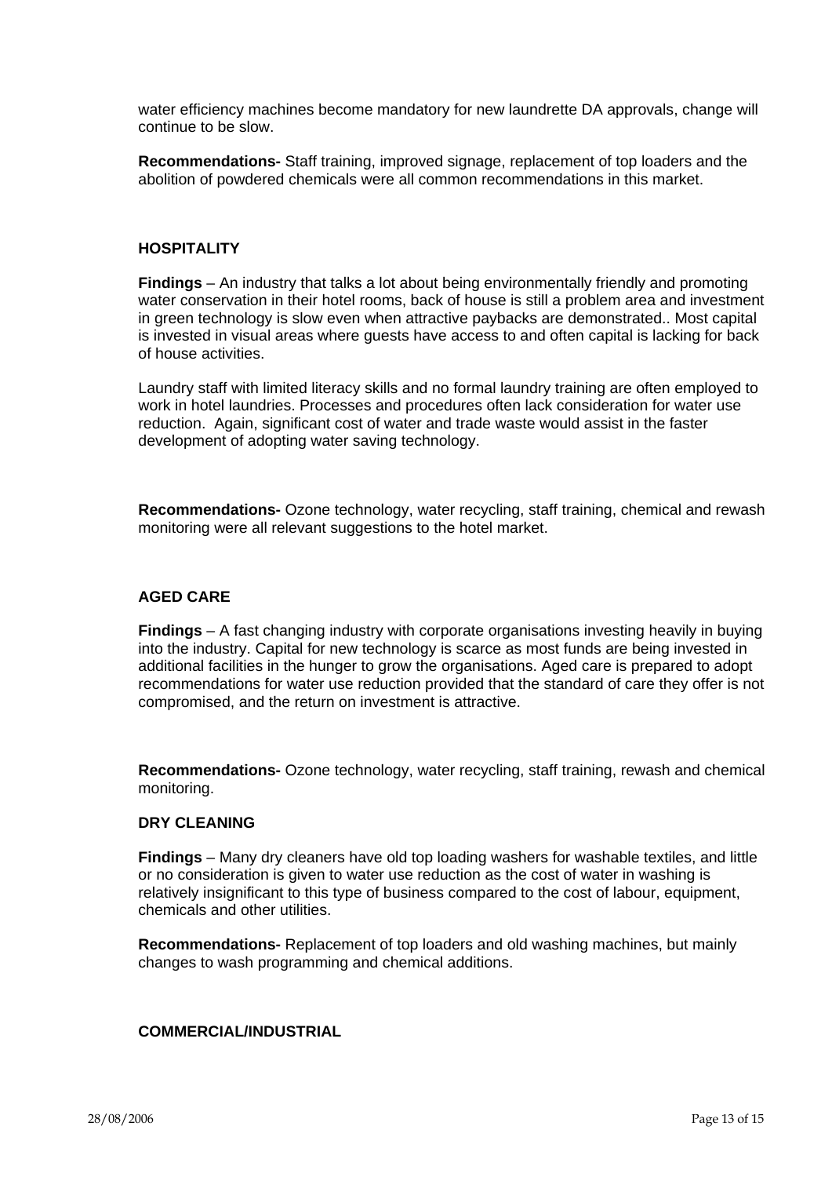water efficiency machines become mandatory for new laundrette DA approvals, change will continue to be slow.

**Recommendations-** Staff training, improved signage, replacement of top loaders and the abolition of powdered chemicals were all common recommendations in this market.

## HOSPITALITY

**Findings** – An industry that talks a lot about being environmentally friendly and promoting water conservation in their hotel rooms, back of house is still a problem area and investment in green technology is slow even when attractive paybacks are demonstrated.. Most capital is invested in visual areas where guests have access to and often capital is lacking for back of house activities.

Laundry staff with limited literacy skills and no formal laundry training are often employed to work in hotel laundries. Processes and procedures often lack consideration for water use reduction. Again, significant cost of water and trade waste would assist in the faster development of adopting water saving technology.

**Recommendations-** Ozone technology, water recycling, staff training, chemical and rewash monitoring were all relevant suggestions to the hotel market.

## AGED CARE

**Findings** – A fast changing industry with corporate organisations investing heavily in buying into the industry. Capital for new technology is scarce as most funds are being invested in additional facilities in the hunger to grow the organisations. Aged care is prepared to adopt recommendations for water use reduction provided that the standard of care they offer is not compromised, and the return on investment is attractive.

**Recommendations-** Ozone technology, water recycling, staff training, rewash and chemical monitoring.

## DRY CLEANING

**Findings** – Many dry cleaners have old top loading washers for washable textiles, and little or no consideration is given to water use reduction as the cost of water in washing is relatively insignificant to this type of business compared to the cost of labour, equipment, chemicals and other utilities.

**Recommendations-** Replacement of top loaders and old washing machines, but mainly changes to wash programming and chemical additions.

## COMMERCIAL/INDUSTRIAL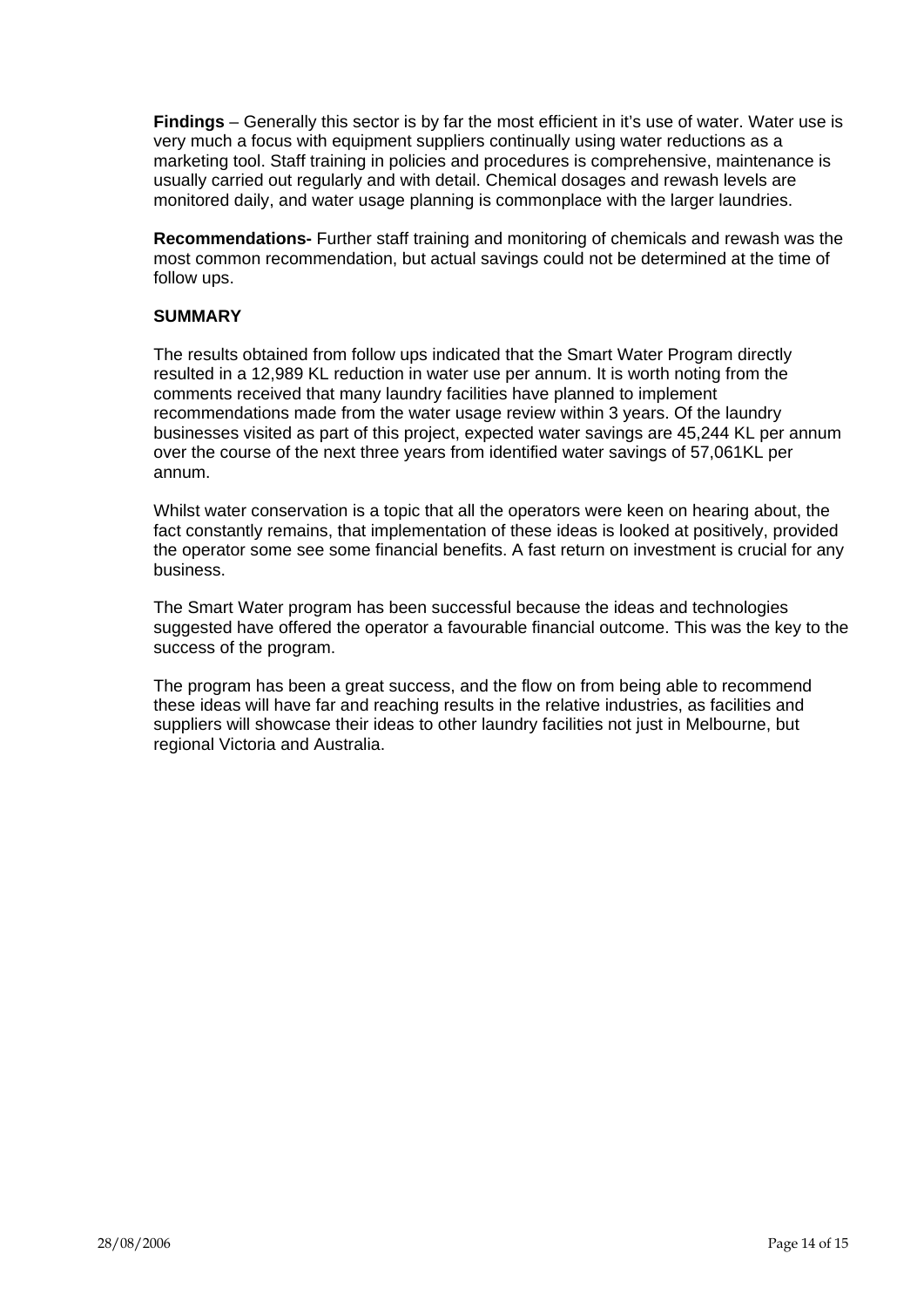**Findings** – Generally this sector is by far the most efficient in it's use of water. Water use is very much a focus with equipment suppliers continually using water reductions as a marketing tool. Staff training in policies and procedures is comprehensive, maintenance is usually carried out regularly and with detail. Chemical dosages and rewash levels are monitored daily, and water usage planning is commonplace with the larger laundries.

**Recommendations-** Further staff training and monitoring of chemicals and rewash was the most common recommendation, but actual savings could not be determined at the time of follow ups.

**SUMMARY**

The results obtained from follow ups indicated that the Smart Water Program directly resulted in a 12,989 KL reduction in water use per annum. It is worth noting from the comments received that many laundry facilities have planned to implement recommendations made from the water usage review within 3 years. Of the laundry businesses visited as part of this project, expected water savings are 45,244 KL per annum over the course of the next three years from identified water savings of 57,061KL per annum.

Whilst water conservation is a topic that all the operators were keen on hearing about, the fact constantly remains, that implementation of these ideas is looked at positively, provided the operator some see some financial benefits. A fast return on investment is crucial for any business.

The Smart Water program has been successful because the ideas and technologies suggested have offered the operator a favourable financial outcome. This was the key to the success of the program.

The program has been a great success, and the flow on from being able to recommend these ideas will have far and reaching results in the relative industries, as facilities and suppliers will showcase their ideas to other laundry facilities not just in Melbourne, but regional Victoria and Australia.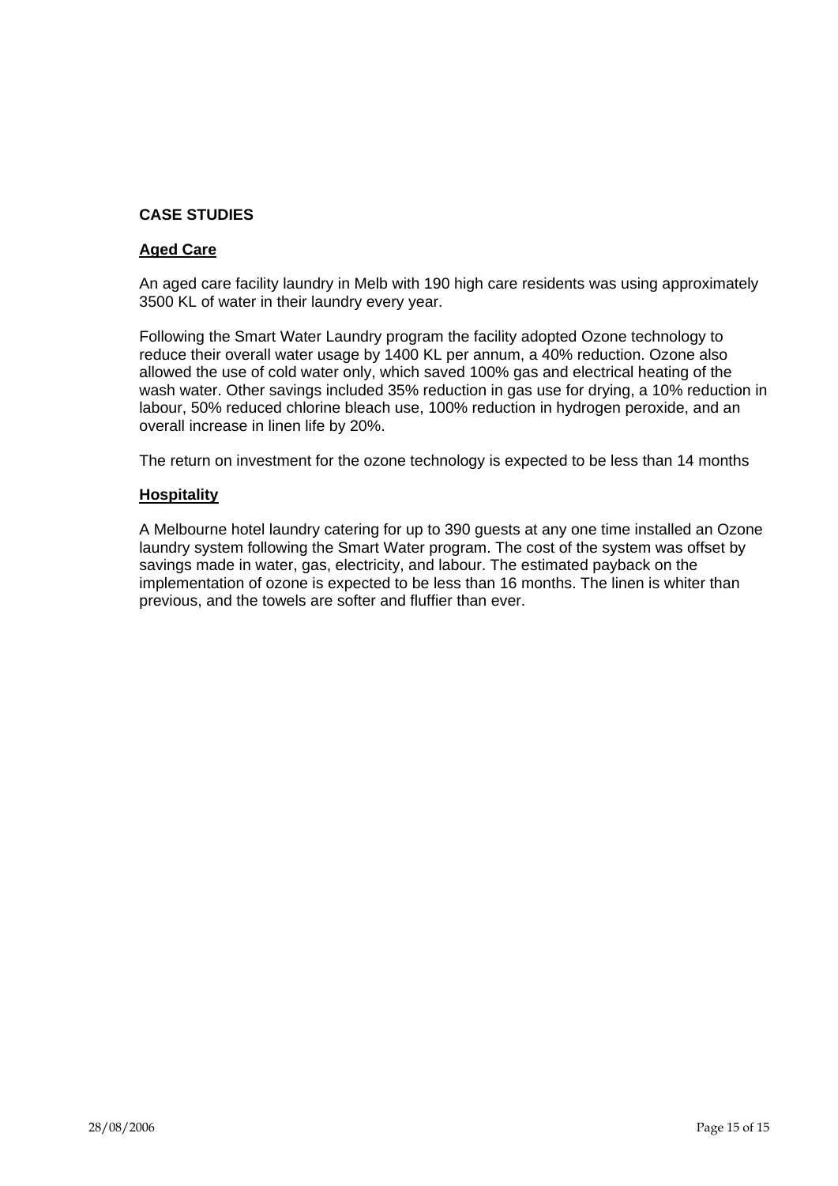## CASE STUDIES

### Aged Care

An aged care facility laundry in Melb with 190 high care residents was using approximately 3500 KL of water in their laundry every year.

Following the Smart Water Laundry program the facility adopted Ozone technology to reduce their overall water usage by 1400 KL per annum, a 40% reduction. Ozone also allowed the use of cold water only, which saved 100% gas and electrical heating of the wash water. Other savings included 35% reduction in gas use for drying, a 10% reduction in labour, 50% reduced chlorine bleach use, 100% reduction in hydrogen peroxide, and an overall increase in linen life by 20%.

The return on investment for the ozone technology is expected to be less than 14 months

### Hospitality

A Melbourne hotel laundry catering for up to 390 guests at any one time installed an Ozone laundry system following the Smart Water program. The cost of the system was offset by savings made in water, gas, electricity, and labour. The estimated payback on the implementation of ozone is expected to be less than 16 months. The linen is whiter than previous, and the towels are softer and fluffier than ever.